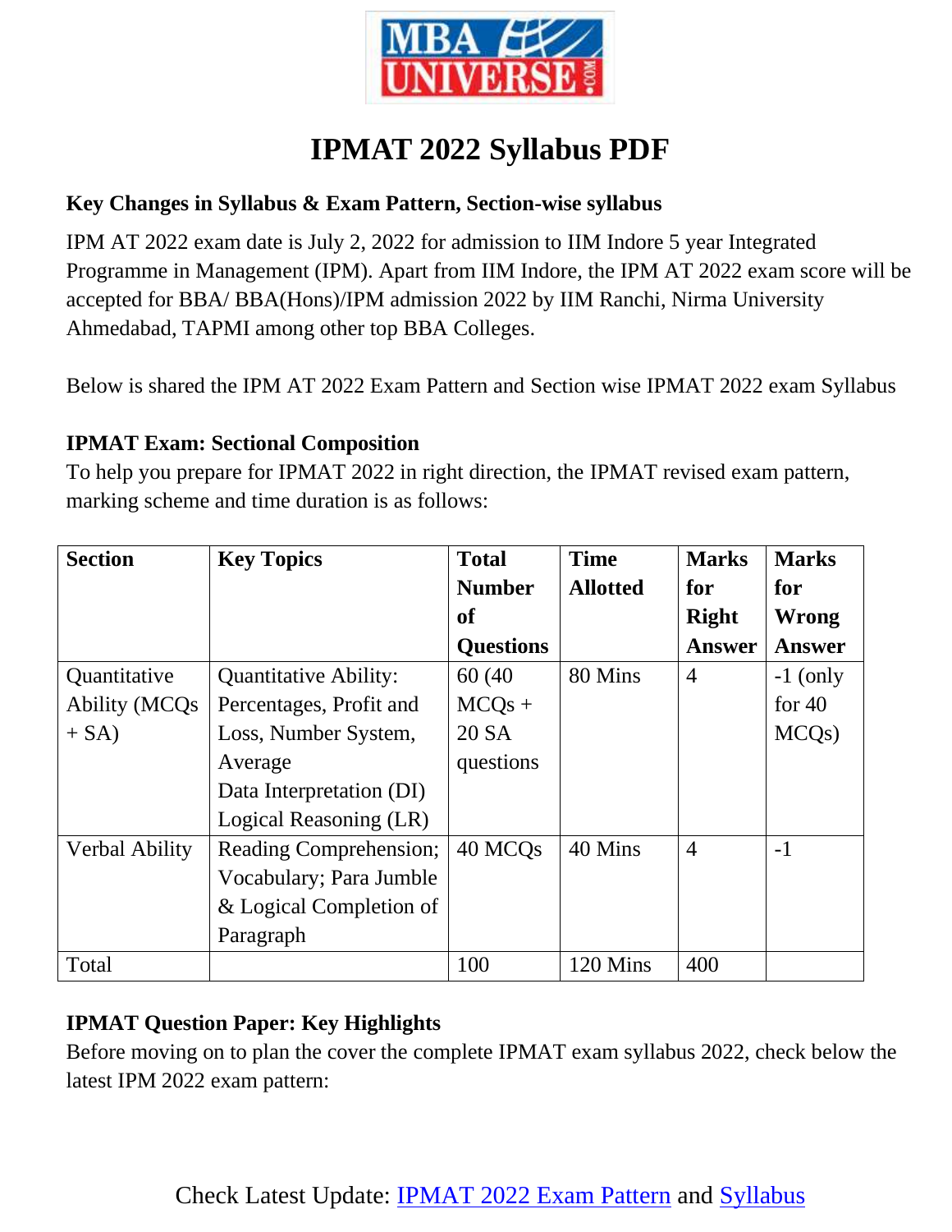# IPMAT 2022 Syllabus PDF

### Key Changes in Syllabus & Exam Pattern, Section-wise syllabus

IPM AT 2022 exam date is July 2, 2022 for admission to IIM Indore 5 year Integrated Programme in Management (IPM). Apart from IIM Indore, the IPM AT 2022 exam score will be accepted for BBA/ BBA(Hons)/IPM admission 2022 by IIM Ranchi, Nirma University Ahmedabad, TAPMI among other top BBA Colleges.

Below is shared the IPM AT 2022 Exam Pattern and Section wise IPMAT 2022 exam Syllabus

### IPMAT Exam: Sectional Composition

To help you prepare for IPMAT 2022 in right direction, the IPMAT revised exam pattern, marking scheme and time duration is as follows:

| Section | Key Topics | Total Number of Questions | Time Allotted | Marks for Right Answer | Marks for Wrong Answer |
|---|---|---|---|---|---|
| Quantitative Ability (MCQs + SA) | Quantitative Ability: Percentages, Profit and Loss, Number System, Average<br>Data Interpretation (DI)<br>Logical Reasoning (LR) | 60 (40 MCQs + 20 SA questions | 80 Mins | 4 | -1 (only for 40 MCQs) |
| Verbal Ability | Reading Comprehension; Vocabulary; Para Jumble & Logical Completion of Paragraph | 40 MCQs | 40 Mins | 4 | -1 |
| Total | | 100 | 120 Mins | 400 | |

### IPMAT Question Paper: Key Highlights

Before moving on to plan the cover the complete IPMAT exam syllabus 2022, check below the latest IPM 2022 exam pattern:

Check Latest Update: [IPMAT 2022 Exam Pattern] and [Syllabus]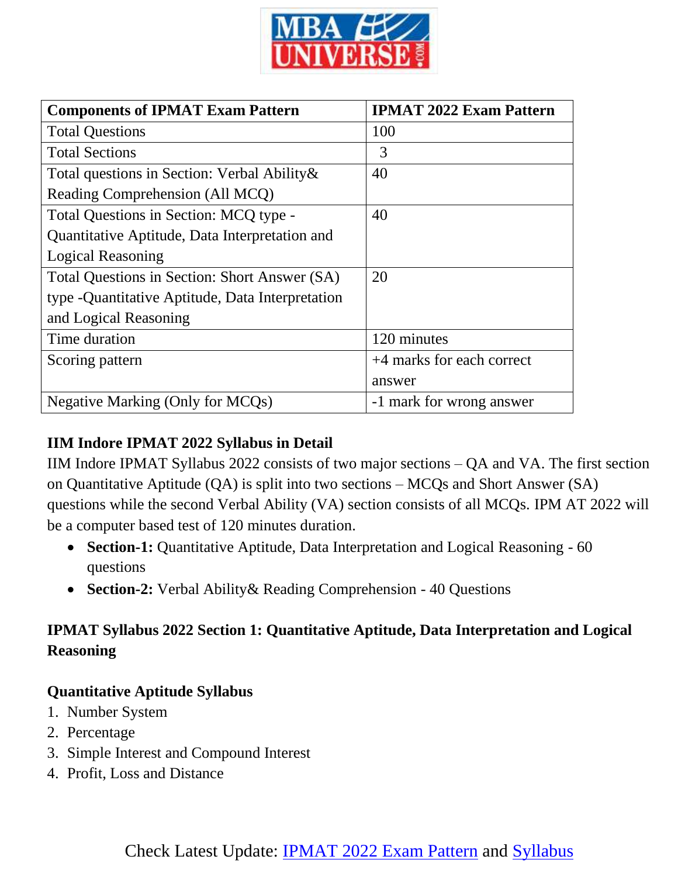| Components of IPMAT Exam Pattern | IPMAT 2022 Exam Pattern |
|---|---|
| Total Questions | 100 |
| Total Sections | 3 |
| Total questions in Section: Verbal Ability& Reading Comprehension (All MCQ) | 40 |
| Total Questions in Section: MCQ type - Quantitative Aptitude, Data Interpretation and Logical Reasoning | 40 |
| Total Questions in Section: Short Answer (SA) type -Quantitative Aptitude, Data Interpretation and Logical Reasoning | 20 |
| Time duration | 120 minutes |
| Scoring pattern | +4 marks for each correct answer |
| Negative Marking (Only for MCQs) | -1 mark for wrong answer |

**IIM Indore IPMAT 2022 Syllabus in Detail**

IIM Indore IPMAT Syllabus 2022 consists of two major sections – QA and VA. The first section on Quantitative Aptitude (QA) is split into two sections – MCQs and Short Answer (SA) questions while the second Verbal Ability (VA) section consists of all MCQs. IPM AT 2022 will be a computer based test of 120 minutes duration.

- **Section-1:** Quantitative Aptitude, Data Interpretation and Logical Reasoning - 60 questions
- **Section-2:** Verbal Ability& Reading Comprehension - 40 Questions

**IPMAT Syllabus 2022 Section 1: Quantitative Aptitude, Data Interpretation and Logical Reasoning**

**Quantitative Aptitude Syllabus**

1. Number System
2. Percentage
3. Simple Interest and Compound Interest
4. Profit, Loss and Distance

Check Latest Update: [IPMAT 2022 Exam Pattern]() and [Syllabus]()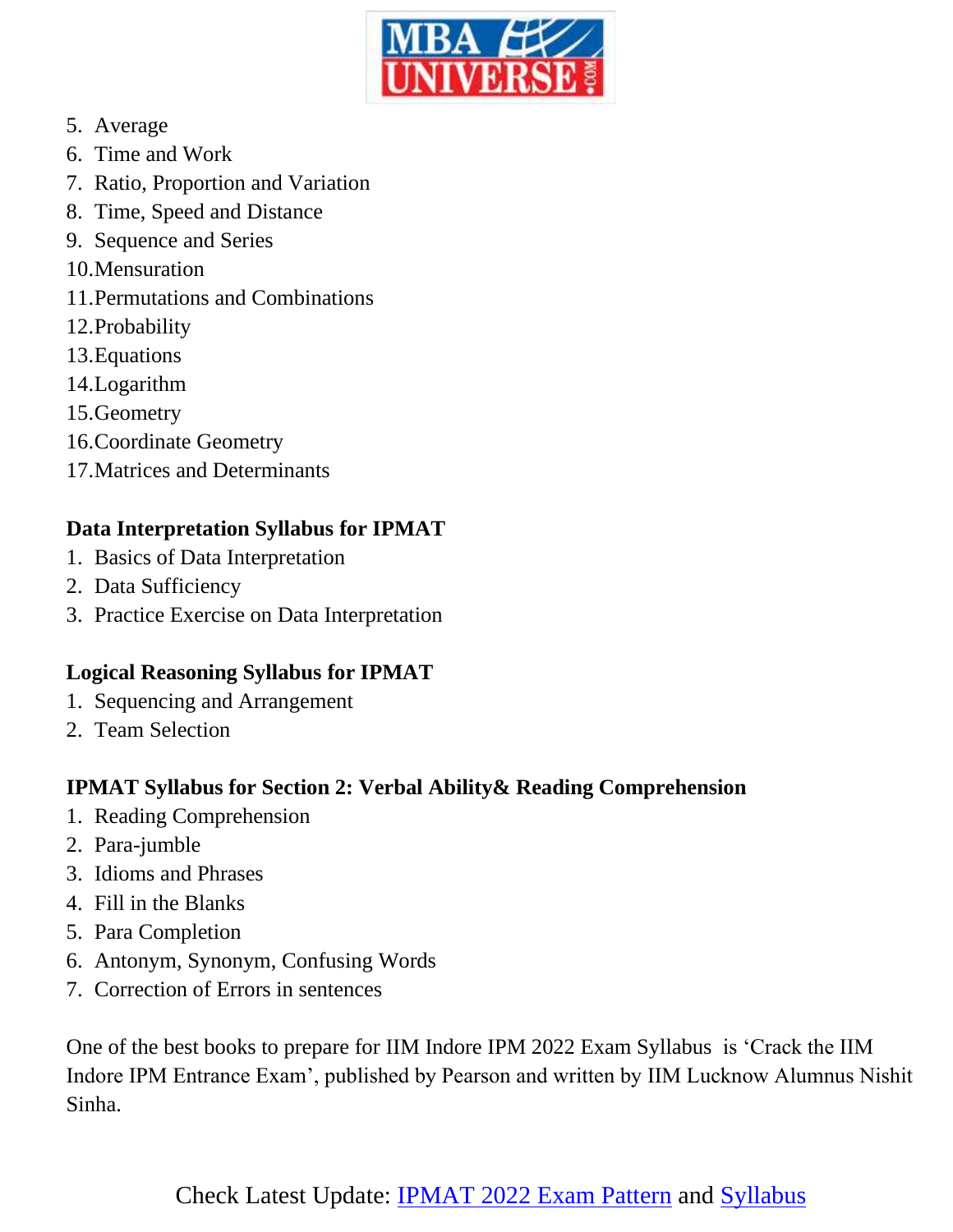5. Average
6. Time and Work
7. Ratio, Proportion and Variation
8. Time, Speed and Distance
9. Sequence and Series
10. Mensuration
11. Permutations and Combinations
12. Probability
13. Equations
14. Logarithm
15. Geometry
16. Coordinate Geometry
17. Matrices and Determinants

**Data Interpretation Syllabus for IPMAT**

1. Basics of Data Interpretation
2. Data Sufficiency
3. Practice Exercise on Data Interpretation

**Logical Reasoning Syllabus for IPMAT**

1. Sequencing and Arrangement
2. Team Selection

**IPMAT Syllabus for Section 2: Verbal Ability& Reading Comprehension**

1. Reading Comprehension
2. Para-jumble
3. Idioms and Phrases
4. Fill in the Blanks
5. Para Completion
6. Antonym, Synonym, Confusing Words
7. Correction of Errors in sentences

One of the best books to prepare for IIM Indore IPM 2022 Exam Syllabus is 'Crack the IIM Indore IPM Entrance Exam', published by Pearson and written by IIM Lucknow Alumnus Nishit Sinha.

Check Latest Update: IPMAT 2022 Exam Pattern and Syllabus